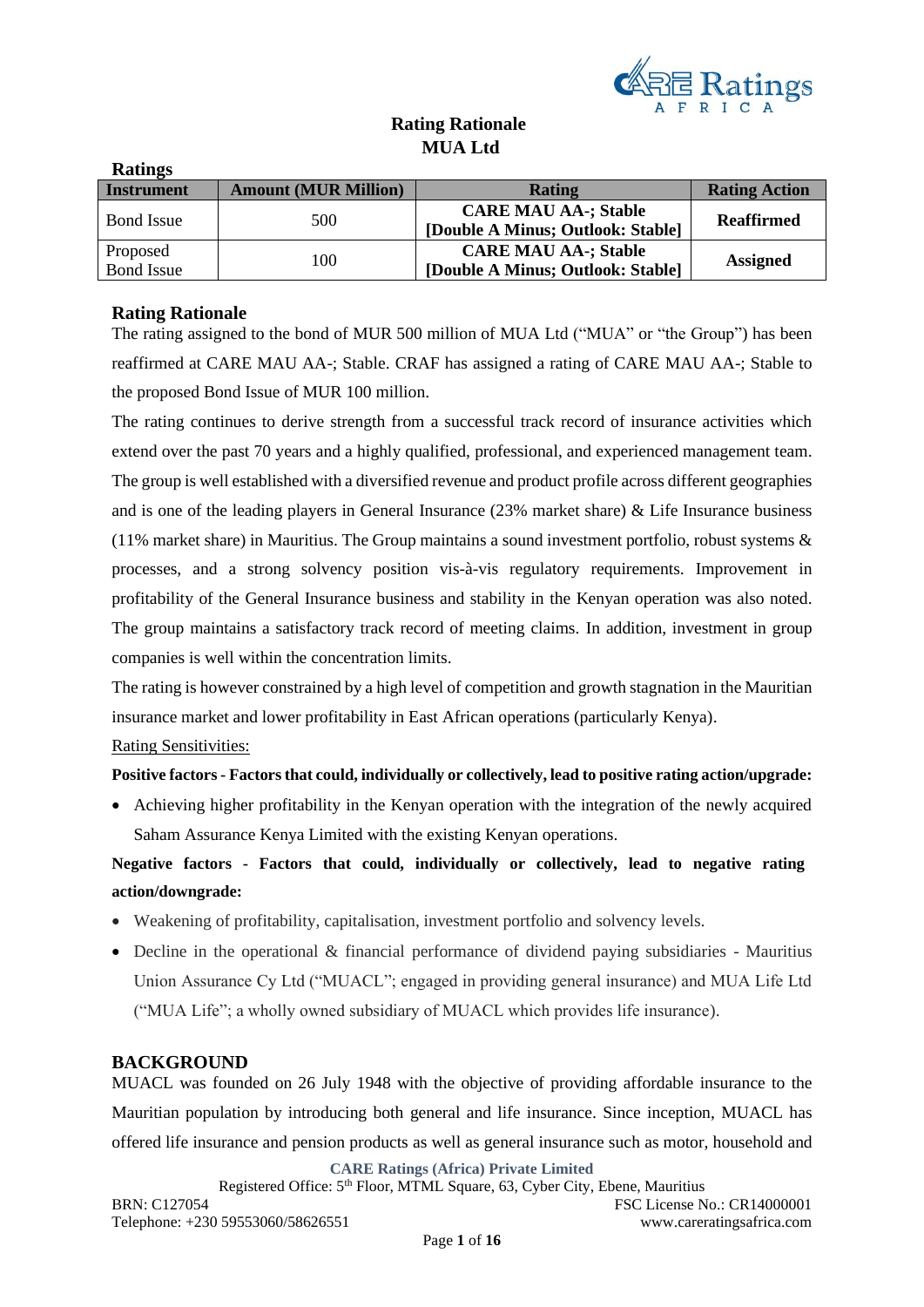# Rating Rationale
# MUA Ltd

**Ratings**

| Instrument | Amount (MUR Million) | Rating | Rating Action |
|---|---|---|---|
| Bond Issue | 500 | **CARE MAU AA-; Stable [Double A Minus; Outlook: Stable]** | **Reaffirmed** |
| Proposed Bond Issue | 100 | **CARE MAU AA-; Stable [Double A Minus; Outlook: Stable]** | **Assigned** |

## Rating Rationale

The rating assigned to the bond of MUR 500 million of MUA Ltd ("MUA" or "the Group") has been reaffirmed at CARE MAU AA-; Stable. CRAF has assigned a rating of CARE MAU AA-; Stable to the proposed Bond Issue of MUR 100 million.

The rating continues to derive strength from a successful track record of insurance activities which extend over the past 70 years and a highly qualified, professional, and experienced management team. The group is well established with a diversified revenue and product profile across different geographies and is one of the leading players in General Insurance (23% market share) & Life Insurance business (11% market share) in Mauritius. The Group maintains a sound investment portfolio, robust systems & processes, and a strong solvency position vis-à-vis regulatory requirements. Improvement in profitability of the General Insurance business and stability in the Kenyan operation was also noted. The group maintains a satisfactory track record of meeting claims. In addition, investment in group companies is well within the concentration limits.

The rating is however constrained by a high level of competition and growth stagnation in the Mauritian insurance market and lower profitability in East African operations (particularly Kenya).

Rating Sensitivities:

**Positive factors - Factors that could, individually or collectively, lead to positive rating action/upgrade:**

- Achieving higher profitability in the Kenyan operation with the integration of the newly acquired Saham Assurance Kenya Limited with the existing Kenyan operations.

**Negative factors - Factors that could, individually or collectively, lead to negative rating action/downgrade:**

- Weakening of profitability, capitalisation, investment portfolio and solvency levels.
- Decline in the operational & financial performance of dividend paying subsidiaries - Mauritius Union Assurance Cy Ltd ("MUACL"; engaged in providing general insurance) and MUA Life Ltd ("MUA Life"; a wholly owned subsidiary of MUACL which provides life insurance).

## BACKGROUND

MUACL was founded on 26 July 1948 with the objective of providing affordable insurance to the Mauritian population by introducing both general and life insurance. Since inception, MUACL has offered life insurance and pension products as well as general insurance such as motor, household and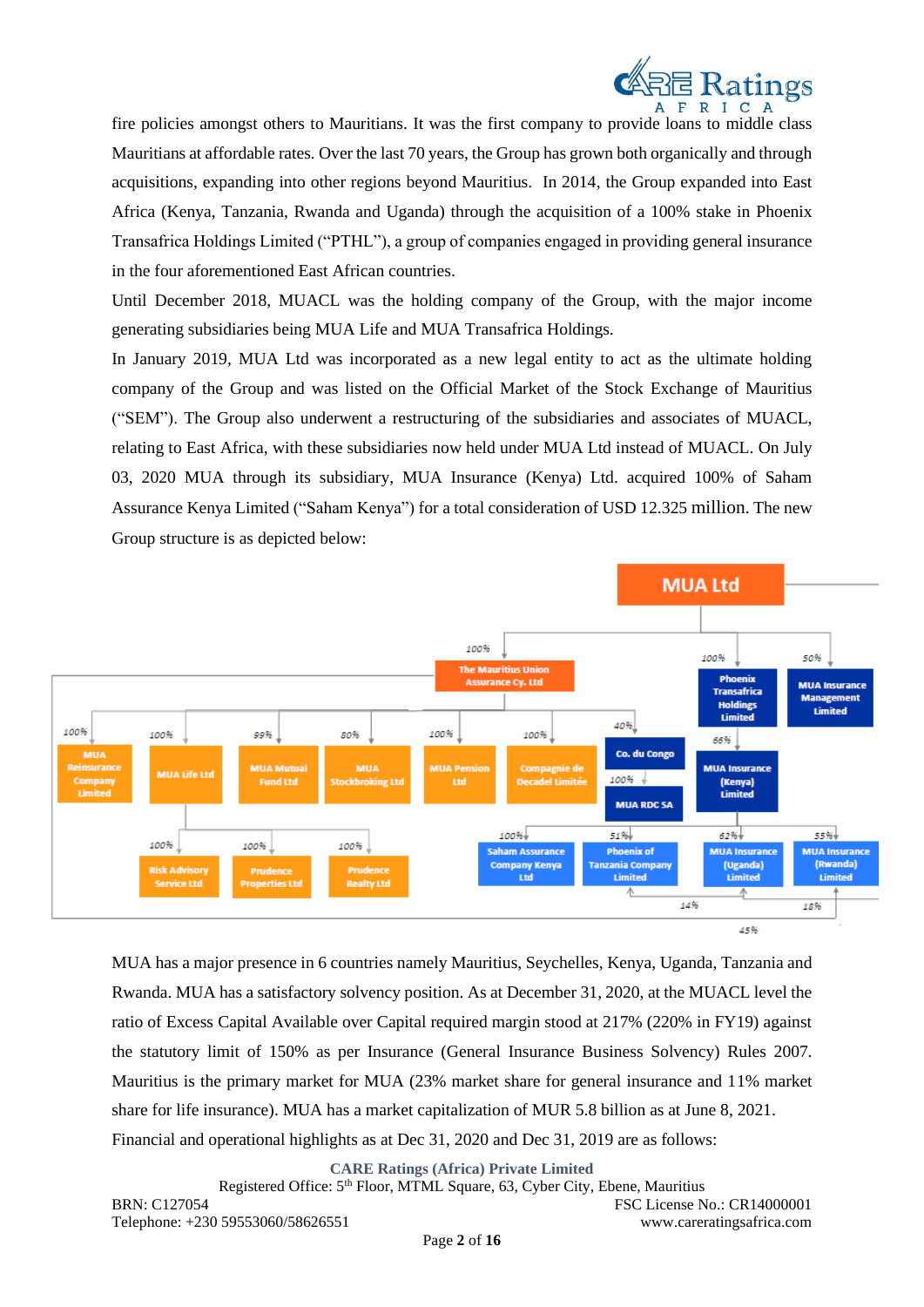fire policies amongst others to Mauritians. It was the first company to provide loans to middle class Mauritians at affordable rates. Over the last 70 years, the Group has grown both organically and through acquisitions, expanding into other regions beyond Mauritius. In 2014, the Group expanded into East Africa (Kenya, Tanzania, Rwanda and Uganda) through the acquisition of a 100% stake in Phoenix Transafrica Holdings Limited ("PTHL"), a group of companies engaged in providing general insurance in the four aforementioned East African countries.

Until December 2018, MUACL was the holding company of the Group, with the major income generating subsidiaries being MUA Life and MUA Transafrica Holdings.

In January 2019, MUA Ltd was incorporated as a new legal entity to act as the ultimate holding company of the Group and was listed on the Official Market of the Stock Exchange of Mauritius ("SEM"). The Group also underwent a restructuring of the subsidiaries and associates of MUACL, relating to East Africa, with these subsidiaries now held under MUA Ltd instead of MUACL. On July 03, 2020 MUA through its subsidiary, MUA Insurance (Kenya) Ltd. acquired 100% of Saham Assurance Kenya Limited ("Saham Kenya") for a total consideration of USD 12.325 million. The new Group structure is as depicted below:

- **MUA Ltd**
  - 100% The Mauritius Union Assurance Cy. Ltd
    - 100% MUA Reinsurance Company Limited
    - 100% MUA Life Ltd
      - 100% Risk Advisory Service Ltd
      - 100% Prudence Properties Ltd
      - 100% Prudence Realty Ltd
    - 99% MUA Mutual Fund Ltd
    - 80% MUA Stockbroking Ltd
    - 100% MUA Pension Ltd
    - 100% Compagnie de Decadel Limitée
    - 40% Co. du Congo
      - 100% MUA RDC SA
  - 100% Phoenix Transafrica Holdings Limited
    - 66% MUA Insurance (Kenya) Limited
      - 100% Saham Assurance Company Kenya Ltd
      - 51% Phoenix of Tanzania Company Limited
      - 62% MUA Insurance (Uganda) Limited
      - 55% MUA Insurance (Rwanda) Limited
    - (other holdings shown: 14%, 18%, 45%)
  - 50% MUA Insurance Management Limited

MUA has a major presence in 6 countries namely Mauritius, Seychelles, Kenya, Uganda, Tanzania and Rwanda. MUA has a satisfactory solvency position. As at December 31, 2020, at the MUACL level the ratio of Excess Capital Available over Capital required margin stood at 217% (220% in FY19) against the statutory limit of 150% as per Insurance (General Insurance Business Solvency) Rules 2007. Mauritius is the primary market for MUA (23% market share for general insurance and 11% market share for life insurance). MUA has a market capitalization of MUR 5.8 billion as at June 8, 2021.

Financial and operational highlights as at Dec 31, 2020 and Dec 31, 2019 are as follows: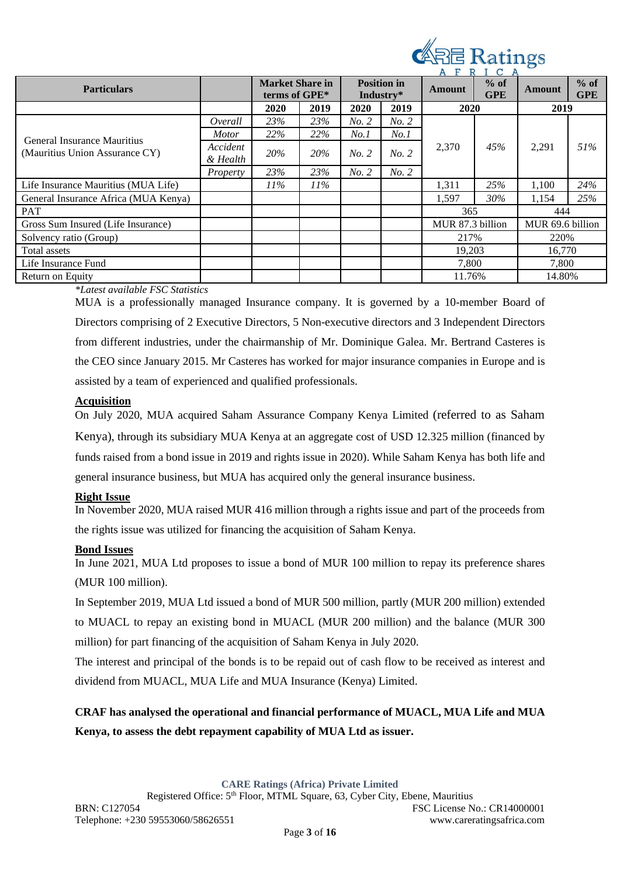| Particulars | | Market Share in terms of GPE* | | Position in Industry* | | Amount | % of GPE | Amount | % of GPE |
|---|---|---|---|---|---|---|---|---|---|
| | | 2020 | 2019 | 2020 | 2019 | 2020 | | 2019 | |
| General Insurance Mauritius (Mauritius Union Assurance CY) | *Overall* | *23%* | *23%* | *No. 2* | *No. 2* | 2,370 | *45%* | 2,291 | *51%* |
| | *Motor* | *22%* | *22%* | *No.1* | *No.1* | | | | |
| | *Accident & Health* | *20%* | *20%* | *No. 2* | *No. 2* | | | | |
| | *Property* | *23%* | *23%* | *No. 2* | *No. 2* | | | | |
| Life Insurance Mauritius (MUA Life) | | *11%* | *11%* | | | 1,311 | *25%* | 1,100 | *24%* |
| General Insurance Africa (MUA Kenya) | | | | | | 1,597 | *30%* | 1,154 | *25%* |
| PAT | | | | | | 365 | | 444 | |
| Gross Sum Insured (Life Insurance) | | | | | | MUR 87.3 billion | | MUR 69.6 billion | |
| Solvency ratio (Group) | | | | | | 217% | | 220% | |
| Total assets | | | | | | 19,203 | | 16,770 | |
| Life Insurance Fund | | | | | | 7,800 | | 7,800 | |
| Return on Equity | | | | | | 11.76% | | 14.80% | |

*\*Latest available FSC Statistics*

MUA is a professionally managed Insurance company. It is governed by a 10-member Board of Directors comprising of 2 Executive Directors, 5 Non-executive directors and 3 Independent Directors from different industries, under the chairmanship of Mr. Dominique Galea. Mr. Bertrand Casteres is the CEO since January 2015. Mr Casteres has worked for major insurance companies in Europe and is assisted by a team of experienced and qualified professionals.

**Acquisition**

On July 2020, MUA acquired Saham Assurance Company Kenya Limited (referred to as Saham Kenya), through its subsidiary MUA Kenya at an aggregate cost of USD 12.325 million (financed by funds raised from a bond issue in 2019 and rights issue in 2020). While Saham Kenya has both life and general insurance business, but MUA has acquired only the general insurance business.

**Right Issue**

In November 2020, MUA raised MUR 416 million through a rights issue and part of the proceeds from the rights issue was utilized for financing the acquisition of Saham Kenya.

**Bond Issues**

In June 2021, MUA Ltd proposes to issue a bond of MUR 100 million to repay its preference shares (MUR 100 million).

In September 2019, MUA Ltd issued a bond of MUR 500 million, partly (MUR 200 million) extended to MUACL to repay an existing bond in MUACL (MUR 200 million) and the balance (MUR 300 million) for part financing of the acquisition of Saham Kenya in July 2020.

The interest and principal of the bonds is to be repaid out of cash flow to be received as interest and dividend from MUACL, MUA Life and MUA Insurance (Kenya) Limited.

**CRAF has analysed the operational and financial performance of MUACL, MUA Life and MUA Kenya, to assess the debt repayment capability of MUA Ltd as issuer.**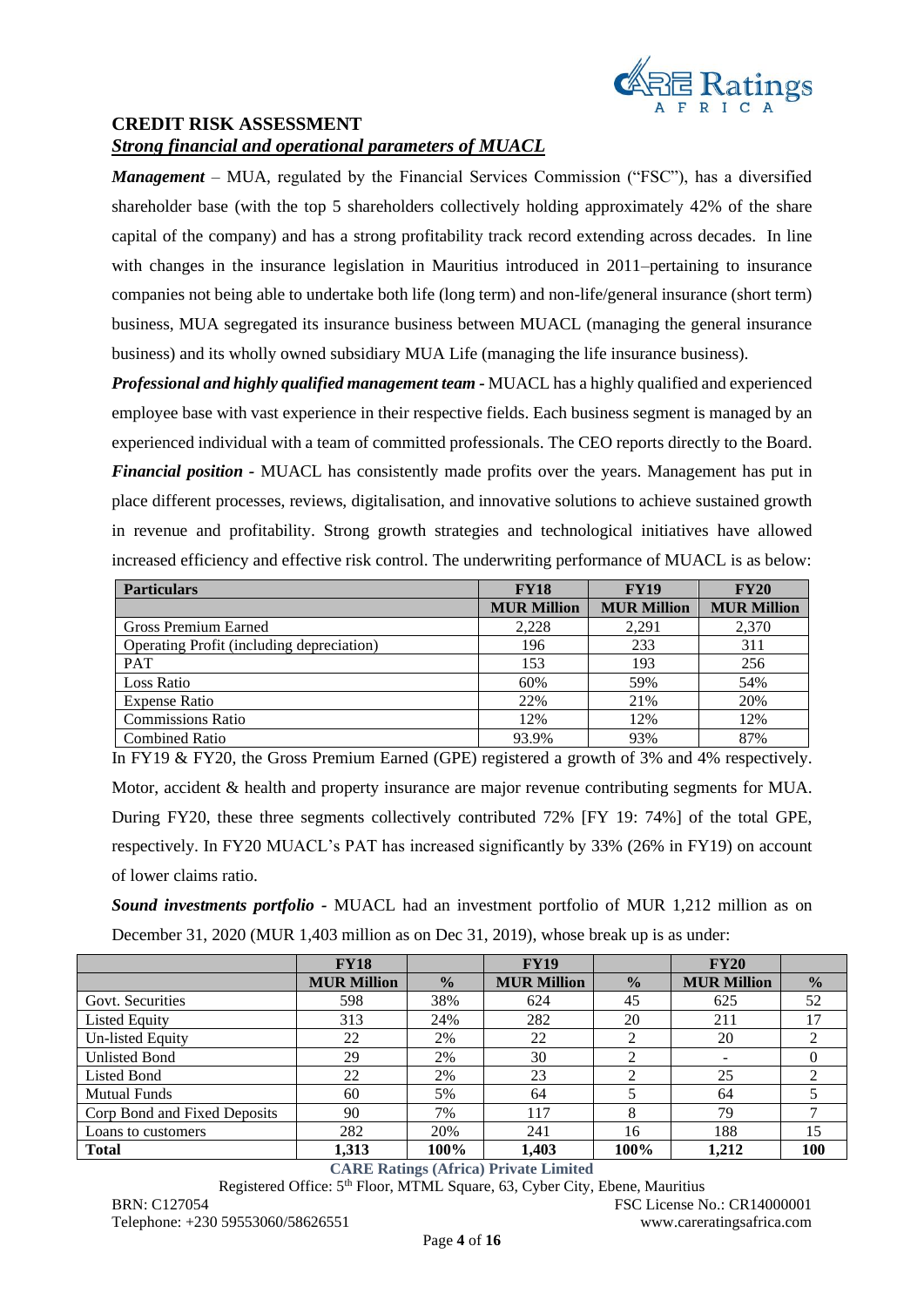## CREDIT RISK ASSESSMENT

***Strong financial and operational parameters of MUACL***

***Management*** – MUA, regulated by the Financial Services Commission ("FSC"), has a diversified shareholder base (with the top 5 shareholders collectively holding approximately 42% of the share capital of the company) and has a strong profitability track record extending across decades. In line with changes in the insurance legislation in Mauritius introduced in 2011–pertaining to insurance companies not being able to undertake both life (long term) and non-life/general insurance (short term) business, MUA segregated its insurance business between MUACL (managing the general insurance business) and its wholly owned subsidiary MUA Life (managing the life insurance business).

***Professional and highly qualified management team*** - MUACL has a highly qualified and experienced employee base with vast experience in their respective fields. Each business segment is managed by an experienced individual with a team of committed professionals. The CEO reports directly to the Board.

***Financial position*** - MUACL has consistently made profits over the years. Management has put in place different processes, reviews, digitalisation, and innovative solutions to achieve sustained growth in revenue and profitability. Strong growth strategies and technological initiatives have allowed increased efficiency and effective risk control. The underwriting performance of MUACL is as below:

| Particulars | FY18 | FY19 | FY20 |
|---|---|---|---|
| | MUR Million | MUR Million | MUR Million |
| Gross Premium Earned | 2,228 | 2,291 | 2,370 |
| Operating Profit (including depreciation) | 196 | 233 | 311 |
| PAT | 153 | 193 | 256 |
| Loss Ratio | 60% | 59% | 54% |
| Expense Ratio | 22% | 21% | 20% |
| Commissions Ratio | 12% | 12% | 12% |
| Combined Ratio | 93.9% | 93% | 87% |

In FY19 & FY20, the Gross Premium Earned (GPE) registered a growth of 3% and 4% respectively. Motor, accident & health and property insurance are major revenue contributing segments for MUA. During FY20, these three segments collectively contributed 72% [FY 19: 74%] of the total GPE, respectively. In FY20 MUACL's PAT has increased significantly by 33% (26% in FY19) on account of lower claims ratio.

***Sound investments portfolio*** - MUACL had an investment portfolio of MUR 1,212 million as on December 31, 2020 (MUR 1,403 million as on Dec 31, 2019), whose break up is as under:

| | FY18 | | FY19 | | FY20 | |
|---|---|---|---|---|---|---|
| | MUR Million | % | MUR Million | % | MUR Million | % |
| Govt. Securities | 598 | 38% | 624 | 45 | 625 | 52 |
| Listed Equity | 313 | 24% | 282 | 20 | 211 | 17 |
| Un-listed Equity | 22 | 2% | 22 | 2 | 20 | 2 |
| Unlisted Bond | 29 | 2% | 30 | 2 | - | 0 |
| Listed Bond | 22 | 2% | 23 | 2 | 25 | 2 |
| Mutual Funds | 60 | 5% | 64 | 5 | 64 | 5 |
| Corp Bond and Fixed Deposits | 90 | 7% | 117 | 8 | 79 | 7 |
| Loans to customers | 282 | 20% | 241 | 16 | 188 | 15 |
| **Total** | **1,313** | **100%** | **1,403** | **100%** | **1,212** | **100** |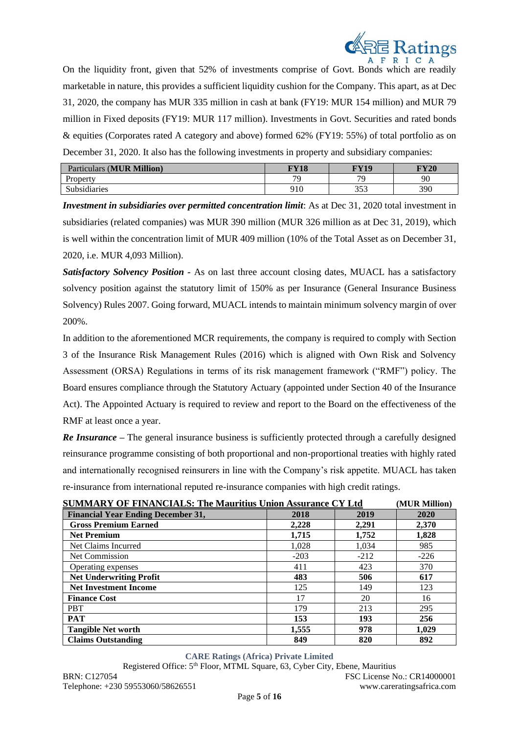On the liquidity front, given that 52% of investments comprise of Govt. Bonds which are readily marketable in nature, this provides a sufficient liquidity cushion for the Company. This apart, as at Dec 31, 2020, the company has MUR 335 million in cash at bank (FY19: MUR 154 million) and MUR 79 million in Fixed deposits (FY19: MUR 117 million). Investments in Govt. Securities and rated bonds & equities (Corporates rated A category and above) formed 62% (FY19: 55%) of total portfolio as on December 31, 2020. It also has the following investments in property and subsidiary companies:

| Particulars (**MUR Million**) | **FY18** | **FY19** | **FY20** |
|---|---|---|---|
| Property | 79 | 79 | 90 |
| Subsidiaries | 910 | 353 | 390 |

***Investment in subsidiaries over permitted concentration limit***: As at Dec 31, 2020 total investment in subsidiaries (related companies) was MUR 390 million (MUR 326 million as at Dec 31, 2019), which is well within the concentration limit of MUR 409 million (10% of the Total Asset as on December 31, 2020, i.e. MUR 4,093 Million).

***Satisfactory Solvency Position*** - As on last three account closing dates, MUACL has a satisfactory solvency position against the statutory limit of 150% as per Insurance (General Insurance Business Solvency) Rules 2007. Going forward, MUACL intends to maintain minimum solvency margin of over 200%.

In addition to the aforementioned MCR requirements, the company is required to comply with Section 3 of the Insurance Risk Management Rules (2016) which is aligned with Own Risk and Solvency Assessment (ORSA) Regulations in terms of its risk management framework ("RMF") policy. The Board ensures compliance through the Statutory Actuary (appointed under Section 40 of the Insurance Act). The Appointed Actuary is required to review and report to the Board on the effectiveness of the RMF at least once a year.

***Re Insurance*** – The general insurance business is sufficiently protected through a carefully designed reinsurance programme consisting of both proportional and non-proportional treaties with highly rated and internationally recognised reinsurers in line with the Company's risk appetite. MUACL has taken re-insurance from international reputed re-insurance companies with high credit ratings.

**SUMMARY OF FINANCIALS: The Mauritius Union Assurance CY Ltd** **(MUR Million)**

| **Financial Year Ending December 31,** | **2018** | **2019** | **2020** |
|---|---|---|---|
| **Gross Premium Earned** | **2,228** | **2,291** | **2,370** |
| **Net Premium** | **1,715** | **1,752** | **1,828** |
| Net Claims Incurred | 1,028 | 1,034 | 985 |
| Net Commission | -203 | -212 | -226 |
| Operating expenses | 411 | 423 | 370 |
| **Net Underwriting Profit** | **483** | **506** | **617** |
| **Net Investment Income** | 125 | 149 | 123 |
| **Finance Cost** | 17 | 20 | 16 |
| PBT | 179 | 213 | 295 |
| **PAT** | **153** | **193** | **256** |
| **Tangible Net worth** | **1,555** | **978** | **1,029** |
| **Claims Outstanding** | **849** | **820** | **892** |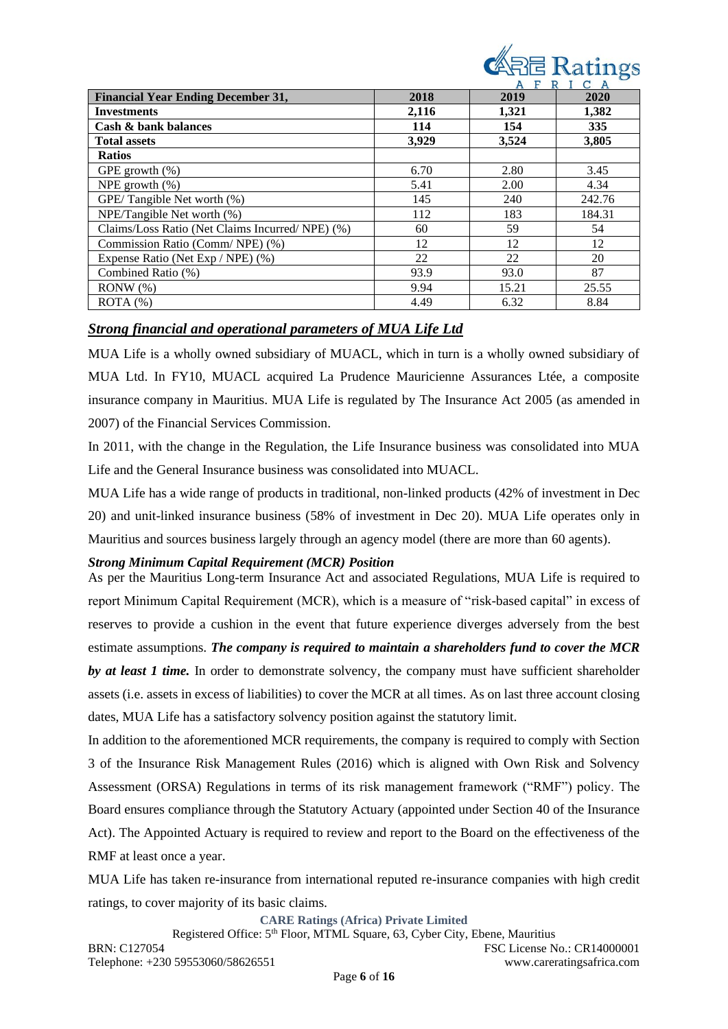| Financial Year Ending December 31, | 2018 | 2019 | 2020 |
|---|---|---|---|
| **Investments** | **2,116** | **1,321** | **1,382** |
| **Cash & bank balances** | **114** | **154** | **335** |
| **Total assets** | **3,929** | **3,524** | **3,805** |
| **Ratios** | | | |
| GPE growth (%) | 6.70 | 2.80 | 3.45 |
| NPE growth (%) | 5.41 | 2.00 | 4.34 |
| GPE/ Tangible Net worth (%) | 145 | 240 | 242.76 |
| NPE/Tangible Net worth (%) | 112 | 183 | 184.31 |
| Claims/Loss Ratio (Net Claims Incurred/ NPE) (%) | 60 | 59 | 54 |
| Commission Ratio (Comm/ NPE) (%) | 12 | 12 | 12 |
| Expense Ratio (Net Exp / NPE) (%) | 22 | 22 | 20 |
| Combined Ratio (%) | 93.9 | 93.0 | 87 |
| RONW (%) | 9.94 | 15.21 | 25.55 |
| ROTA (%) | 4.49 | 6.32 | 8.84 |

## ***Strong financial and operational parameters of MUA Life Ltd***

MUA Life is a wholly owned subsidiary of MUACL, which in turn is a wholly owned subsidiary of MUA Ltd. In FY10, MUACL acquired La Prudence Mauricienne Assurances Ltée, a composite insurance company in Mauritius. MUA Life is regulated by The Insurance Act 2005 (as amended in 2007) of the Financial Services Commission.

In 2011, with the change in the Regulation, the Life Insurance business was consolidated into MUA Life and the General Insurance business was consolidated into MUACL.

MUA Life has a wide range of products in traditional, non-linked products (42% of investment in Dec 20) and unit-linked insurance business (58% of investment in Dec 20). MUA Life operates only in Mauritius and sources business largely through an agency model (there are more than 60 agents).

### ***Strong Minimum Capital Requirement (MCR) Position***

As per the Mauritius Long-term Insurance Act and associated Regulations, MUA Life is required to report Minimum Capital Requirement (MCR), which is a measure of "risk-based capital" in excess of reserves to provide a cushion in the event that future experience diverges adversely from the best estimate assumptions. ***The company is required to maintain a shareholders fund to cover the MCR by at least 1 time.*** In order to demonstrate solvency, the company must have sufficient shareholder assets (i.e. assets in excess of liabilities) to cover the MCR at all times. As on last three account closing dates, MUA Life has a satisfactory solvency position against the statutory limit.

In addition to the aforementioned MCR requirements, the company is required to comply with Section 3 of the Insurance Risk Management Rules (2016) which is aligned with Own Risk and Solvency Assessment (ORSA) Regulations in terms of its risk management framework ("RMF") policy. The Board ensures compliance through the Statutory Actuary (appointed under Section 40 of the Insurance Act). The Appointed Actuary is required to review and report to the Board on the effectiveness of the RMF at least once a year.

MUA Life has taken re-insurance from international reputed re-insurance companies with high credit ratings, to cover majority of its basic claims.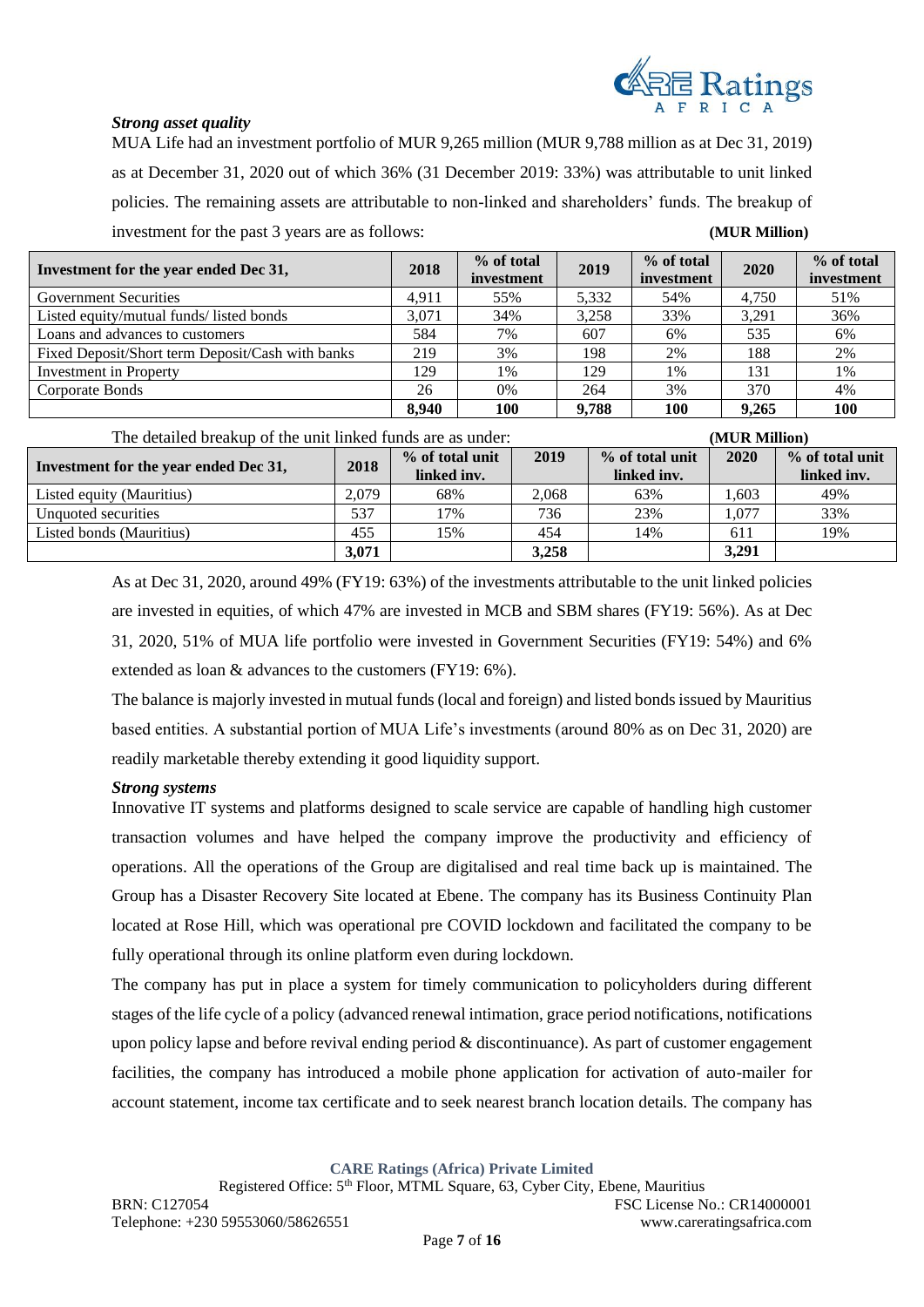### *Strong asset quality*

MUA Life had an investment portfolio of MUR 9,265 million (MUR 9,788 million as at Dec 31, 2019) as at December 31, 2020 out of which 36% (31 December 2019: 33%) was attributable to unit linked policies. The remaining assets are attributable to non-linked and shareholders' funds. The breakup of investment for the past 3 years are as follows: **(MUR Million)**

| Investment for the year ended Dec 31, | 2018 | % of total investment | 2019 | % of total investment | 2020 | % of total investment |
|---|---|---|---|---|---|---|
| Government Securities | 4,911 | 55% | 5,332 | 54% | 4,750 | 51% |
| Listed equity/mutual funds/ listed bonds | 3,071 | 34% | 3,258 | 33% | 3,291 | 36% |
| Loans and advances to customers | 584 | 7% | 607 | 6% | 535 | 6% |
| Fixed Deposit/Short term Deposit/Cash with banks | 219 | 3% | 198 | 2% | 188 | 2% |
| Investment in Property | 129 | 1% | 129 | 1% | 131 | 1% |
| Corporate Bonds | 26 | 0% | 264 | 3% | 370 | 4% |
| | **8,940** | **100** | **9,788** | **100** | **9,265** | **100** |

The detailed breakup of the unit linked funds are as under: **(MUR Million)**

| Investment for the year ended Dec 31, | 2018 | % of total unit linked inv. | 2019 | % of total unit linked inv. | 2020 | % of total unit linked inv. |
|---|---|---|---|---|---|---|
| Listed equity (Mauritius) | 2,079 | 68% | 2,068 | 63% | 1,603 | 49% |
| Unquoted securities | 537 | 17% | 736 | 23% | 1,077 | 33% |
| Listed bonds (Mauritius) | 455 | 15% | 454 | 14% | 611 | 19% |
| | **3,071** | | **3,258** | | **3,291** | |

As at Dec 31, 2020, around 49% (FY19: 63%) of the investments attributable to the unit linked policies are invested in equities, of which 47% are invested in MCB and SBM shares (FY19: 56%). As at Dec 31, 2020, 51% of MUA life portfolio were invested in Government Securities (FY19: 54%) and 6% extended as loan & advances to the customers (FY19: 6%).

The balance is majorly invested in mutual funds (local and foreign) and listed bonds issued by Mauritius based entities. A substantial portion of MUA Life's investments (around 80% as on Dec 31, 2020) are readily marketable thereby extending it good liquidity support.

### *Strong systems*

Innovative IT systems and platforms designed to scale service are capable of handling high customer transaction volumes and have helped the company improve the productivity and efficiency of operations. All the operations of the Group are digitalised and real time back up is maintained. The Group has a Disaster Recovery Site located at Ebene. The company has its Business Continuity Plan located at Rose Hill, which was operational pre COVID lockdown and facilitated the company to be fully operational through its online platform even during lockdown.

The company has put in place a system for timely communication to policyholders during different stages of the life cycle of a policy (advanced renewal intimation, grace period notifications, notifications upon policy lapse and before revival ending period & discontinuance). As part of customer engagement facilities, the company has introduced a mobile phone application for activation of auto-mailer for account statement, income tax certificate and to seek nearest branch location details. The company has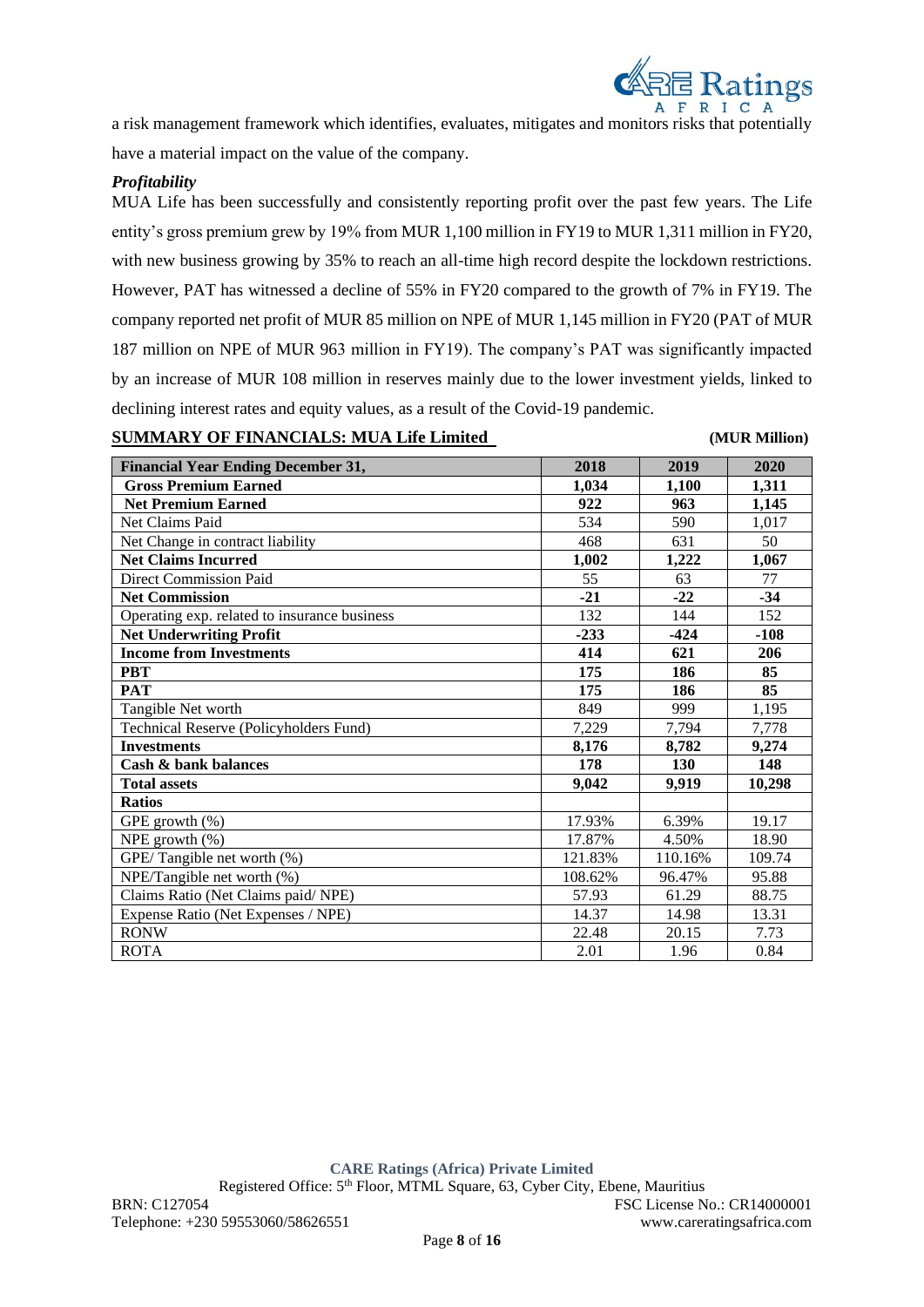a risk management framework which identifies, evaluates, mitigates and monitors risks that potentially have a material impact on the value of the company.

***Profitability***

MUA Life has been successfully and consistently reporting profit over the past few years. The Life entity's gross premium grew by 19% from MUR 1,100 million in FY19 to MUR 1,311 million in FY20, with new business growing by 35% to reach an all-time high record despite the lockdown restrictions. However, PAT has witnessed a decline of 55% in FY20 compared to the growth of 7% in FY19. The company reported net profit of MUR 85 million on NPE of MUR 1,145 million in FY20 (PAT of MUR 187 million on NPE of MUR 963 million in FY19). The company's PAT was significantly impacted by an increase of MUR 108 million in reserves mainly due to the lower investment yields, linked to declining interest rates and equity values, as a result of the Covid-19 pandemic.

**SUMMARY OF FINANCIALS: MUA Life Limited** **(MUR Million)**

| Financial Year Ending December 31, | 2018 | 2019 | 2020 |
|---|---|---|---|
| **Gross Premium Earned** | **1,034** | **1,100** | **1,311** |
| **Net Premium Earned** | **922** | **963** | **1,145** |
| Net Claims Paid | 534 | 590 | 1,017 |
| Net Change in contract liability | 468 | 631 | 50 |
| **Net Claims Incurred** | **1,002** | **1,222** | **1,067** |
| Direct Commission Paid | 55 | 63 | 77 |
| **Net Commission** | **-21** | **-22** | **-34** |
| Operating exp. related to insurance business | 132 | 144 | 152 |
| **Net Underwriting Profit** | **-233** | **-424** | **-108** |
| **Income from Investments** | **414** | **621** | **206** |
| **PBT** | **175** | **186** | **85** |
| **PAT** | **175** | **186** | **85** |
| Tangible Net worth | 849 | 999 | 1,195 |
| Technical Reserve (Policyholders Fund) | 7,229 | 7,794 | 7,778 |
| **Investments** | **8,176** | **8,782** | **9,274** |
| **Cash & bank balances** | **178** | **130** | **148** |
| **Total assets** | **9,042** | **9,919** | **10,298** |
| **Ratios** | | | |
| GPE growth (%) | 17.93% | 6.39% | 19.17 |
| NPE growth (%) | 17.87% | 4.50% | 18.90 |
| GPE/ Tangible net worth (%) | 121.83% | 110.16% | 109.74 |
| NPE/Tangible net worth (%) | 108.62% | 96.47% | 95.88 |
| Claims Ratio (Net Claims paid/ NPE) | 57.93 | 61.29 | 88.75 |
| Expense Ratio (Net Expenses / NPE) | 14.37 | 14.98 | 13.31 |
| RONW | 22.48 | 20.15 | 7.73 |
| ROTA | 2.01 | 1.96 | 0.84 |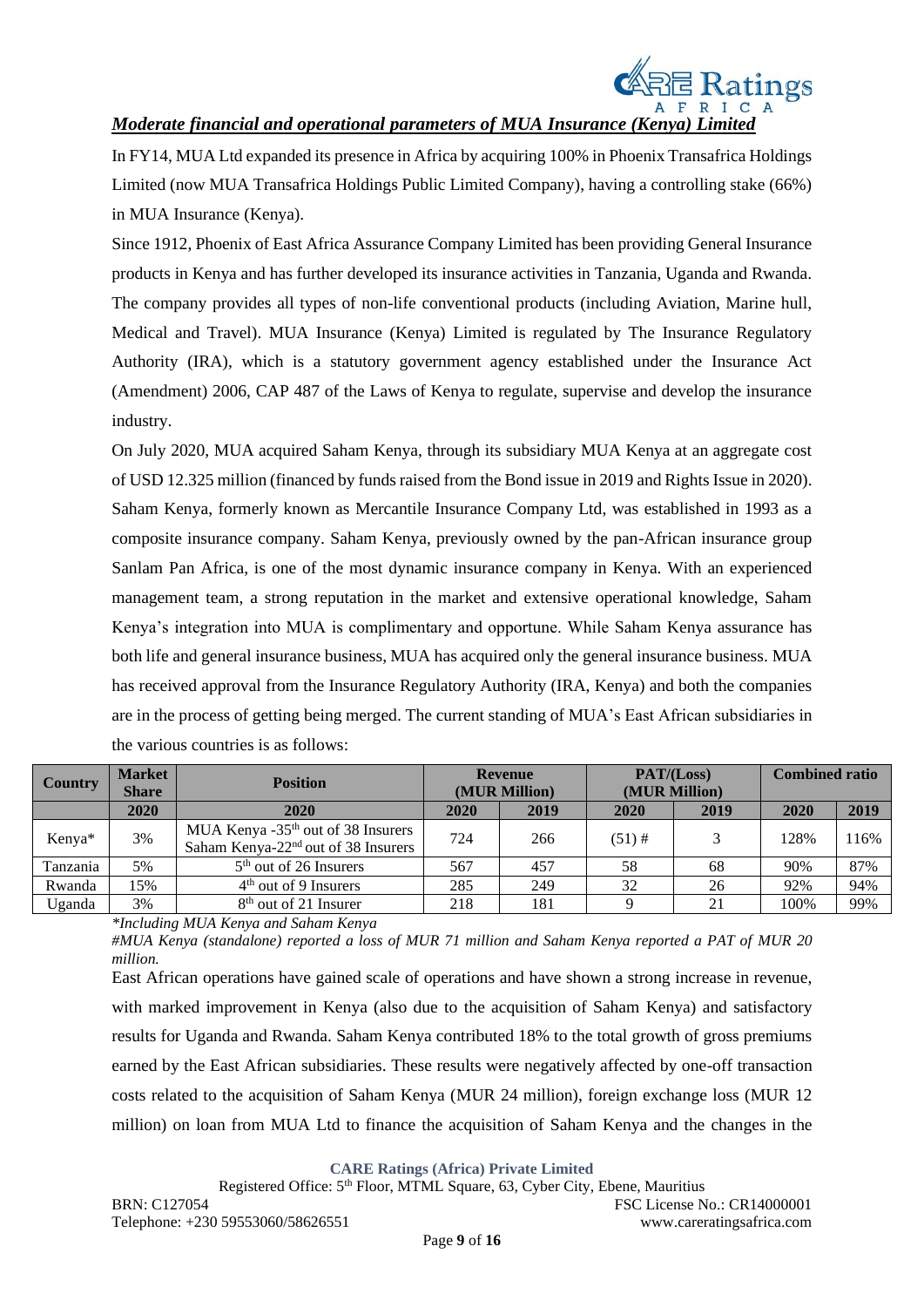***Moderate financial and operational parameters of MUA Insurance (Kenya) Limited***

In FY14, MUA Ltd expanded its presence in Africa by acquiring 100% in Phoenix Transafrica Holdings Limited (now MUA Transafrica Holdings Public Limited Company), having a controlling stake (66%) in MUA Insurance (Kenya).

Since 1912, Phoenix of East Africa Assurance Company Limited has been providing General Insurance products in Kenya and has further developed its insurance activities in Tanzania, Uganda and Rwanda. The company provides all types of non-life conventional products (including Aviation, Marine hull, Medical and Travel). MUA Insurance (Kenya) Limited is regulated by The Insurance Regulatory Authority (IRA), which is a statutory government agency established under the Insurance Act (Amendment) 2006, CAP 487 of the Laws of Kenya to regulate, supervise and develop the insurance industry.

On July 2020, MUA acquired Saham Kenya, through its subsidiary MUA Kenya at an aggregate cost of USD 12.325 million (financed by funds raised from the Bond issue in 2019 and Rights Issue in 2020). Saham Kenya, formerly known as Mercantile Insurance Company Ltd, was established in 1993 as a composite insurance company. Saham Kenya, previously owned by the pan-African insurance group Sanlam Pan Africa, is one of the most dynamic insurance company in Kenya. With an experienced management team, a strong reputation in the market and extensive operational knowledge, Saham Kenya's integration into MUA is complimentary and opportune. While Saham Kenya assurance has both life and general insurance business, MUA has acquired only the general insurance business. MUA has received approval from the Insurance Regulatory Authority (IRA, Kenya) and both the companies are in the process of getting being merged. The current standing of MUA's East African subsidiaries in the various countries is as follows:

| Country | Market Share | Position | Revenue (MUR Million) | | PAT/(Loss) (MUR Million) | | Combined ratio | |
|---|---|---|---|---|---|---|---|---|
| | 2020 | 2020 | 2020 | 2019 | 2020 | 2019 | 2020 | 2019 |
| Kenya* | 3% | MUA Kenya -35th out of 38 Insurers<br>Saham Kenya-22nd out of 38 Insurers | 724 | 266 | (51) # | 3 | 128% | 116% |
| Tanzania | 5% | 5th out of 26 Insurers | 567 | 457 | 58 | 68 | 90% | 87% |
| Rwanda | 15% | 4th out of 9 Insurers | 285 | 249 | 32 | 26 | 92% | 94% |
| Uganda | 3% | 8th out of 21 Insurer | 218 | 181 | 9 | 21 | 100% | 99% |

*\*Including MUA Kenya and Saham Kenya*

*#MUA Kenya (standalone) reported a loss of MUR 71 million and Saham Kenya reported a PAT of MUR 20 million.*

East African operations have gained scale of operations and have shown a strong increase in revenue, with marked improvement in Kenya (also due to the acquisition of Saham Kenya) and satisfactory results for Uganda and Rwanda. Saham Kenya contributed 18% to the total growth of gross premiums earned by the East African subsidiaries. These results were negatively affected by one-off transaction costs related to the acquisition of Saham Kenya (MUR 24 million), foreign exchange loss (MUR 12 million) on loan from MUA Ltd to finance the acquisition of Saham Kenya and the changes in the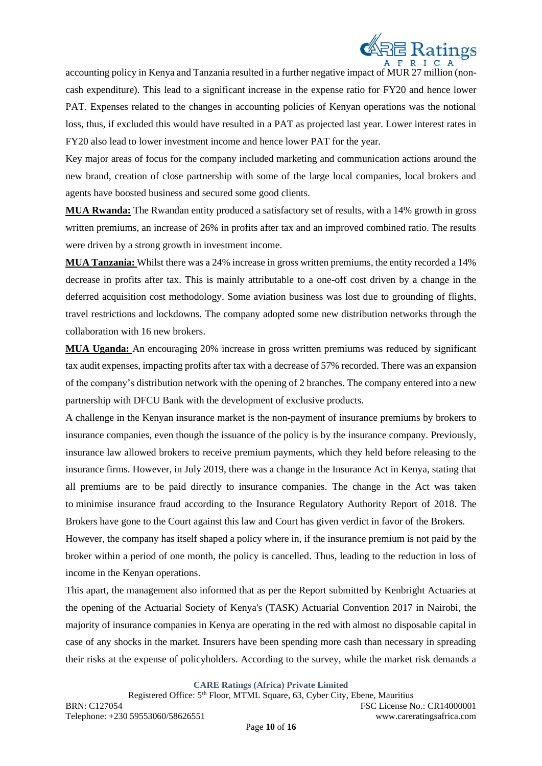accounting policy in Kenya and Tanzania resulted in a further negative impact of MUR 27 million (non-cash expenditure). This lead to a significant increase in the expense ratio for FY20 and hence lower PAT. Expenses related to the changes in accounting policies of Kenyan operations was the notional loss, thus, if excluded this would have resulted in a PAT as projected last year. Lower interest rates in FY20 also lead to lower investment income and hence lower PAT for the year.

Key major areas of focus for the company included marketing and communication actions around the new brand, creation of close partnership with some of the large local companies, local brokers and agents have boosted business and secured some good clients.

**MUA Rwanda:** The Rwandan entity produced a satisfactory set of results, with a 14% growth in gross written premiums, an increase of 26% in profits after tax and an improved combined ratio. The results were driven by a strong growth in investment income.

**MUA Tanzania:** Whilst there was a 24% increase in gross written premiums, the entity recorded a 14% decrease in profits after tax. This is mainly attributable to a one-off cost driven by a change in the deferred acquisition cost methodology. Some aviation business was lost due to grounding of flights, travel restrictions and lockdowns. The company adopted some new distribution networks through the collaboration with 16 new brokers.

**MUA Uganda:** An encouraging 20% increase in gross written premiums was reduced by significant tax audit expenses, impacting profits after tax with a decrease of 57% recorded. There was an expansion of the company's distribution network with the opening of 2 branches. The company entered into a new partnership with DFCU Bank with the development of exclusive products.

A challenge in the Kenyan insurance market is the non-payment of insurance premiums by brokers to insurance companies, even though the issuance of the policy is by the insurance company. Previously, insurance law allowed brokers to receive premium payments, which they held before releasing to the insurance firms. However, in July 2019, there was a change in the Insurance Act in Kenya, stating that all premiums are to be paid directly to insurance companies. The change in the Act was taken to minimise insurance fraud according to the Insurance Regulatory Authority Report of 2018. The Brokers have gone to the Court against this law and Court has given verdict in favor of the Brokers.

However, the company has itself shaped a policy where in, if the insurance premium is not paid by the broker within a period of one month, the policy is cancelled. Thus, leading to the reduction in loss of income in the Kenyan operations.

This apart, the management also informed that as per the Report submitted by Kenbright Actuaries at the opening of the Actuarial Society of Kenya's (TASK) Actuarial Convention 2017 in Nairobi, the majority of insurance companies in Kenya are operating in the red with almost no disposable capital in case of any shocks in the market. Insurers have been spending more cash than necessary in spreading their risks at the expense of policyholders. According to the survey, while the market risk demands a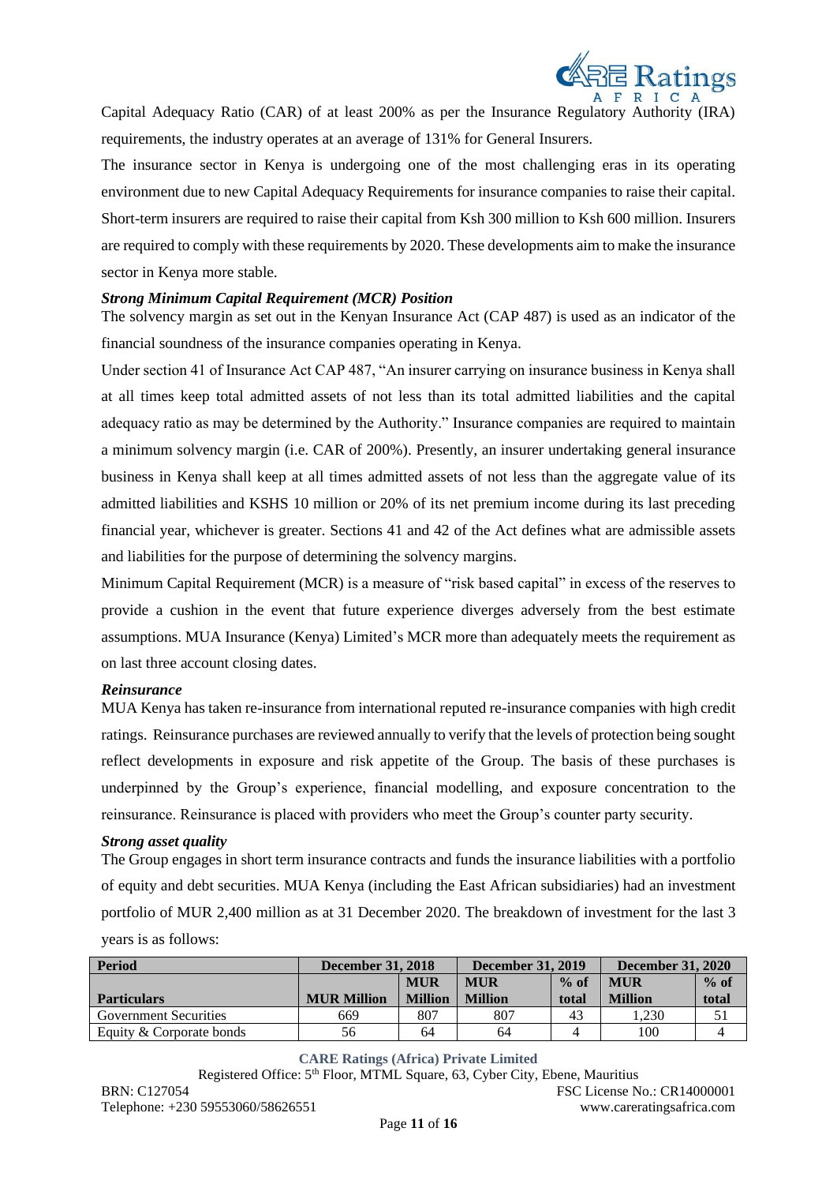Capital Adequacy Ratio (CAR) of at least 200% as per the Insurance Regulatory Authority (IRA) requirements, the industry operates at an average of 131% for General Insurers.

The insurance sector in Kenya is undergoing one of the most challenging eras in its operating environment due to new Capital Adequacy Requirements for insurance companies to raise their capital. Short-term insurers are required to raise their capital from Ksh 300 million to Ksh 600 million. Insurers are required to comply with these requirements by 2020. These developments aim to make the insurance sector in Kenya more stable.

***Strong Minimum Capital Requirement (MCR) Position***

The solvency margin as set out in the Kenyan Insurance Act (CAP 487) is used as an indicator of the financial soundness of the insurance companies operating in Kenya.

Under section 41 of Insurance Act CAP 487, "An insurer carrying on insurance business in Kenya shall at all times keep total admitted assets of not less than its total admitted liabilities and the capital adequacy ratio as may be determined by the Authority." Insurance companies are required to maintain a minimum solvency margin (i.e. CAR of 200%). Presently, an insurer undertaking general insurance business in Kenya shall keep at all times admitted assets of not less than the aggregate value of its admitted liabilities and KSHS 10 million or 20% of its net premium income during its last preceding financial year, whichever is greater. Sections 41 and 42 of the Act defines what are admissible assets and liabilities for the purpose of determining the solvency margins.

Minimum Capital Requirement (MCR) is a measure of "risk based capital" in excess of the reserves to provide a cushion in the event that future experience diverges adversely from the best estimate assumptions. MUA Insurance (Kenya) Limited's MCR more than adequately meets the requirement as on last three account closing dates.

***Reinsurance***

MUA Kenya has taken re-insurance from international reputed re-insurance companies with high credit ratings. Reinsurance purchases are reviewed annually to verify that the levels of protection being sought reflect developments in exposure and risk appetite of the Group. The basis of these purchases is underpinned by the Group's experience, financial modelling, and exposure concentration to the reinsurance. Reinsurance is placed with providers who meet the Group's counter party security.

***Strong asset quality***

The Group engages in short term insurance contracts and funds the insurance liabilities with a portfolio of equity and debt securities. MUA Kenya (including the East African subsidiaries) had an investment portfolio of MUR 2,400 million as at 31 December 2020. The breakdown of investment for the last 3 years is as follows:

| Period | December 31, 2018 | | December 31, 2019 | | December 31, 2020 | |
|---|---|---|---|---|---|---|
| **Particulars** | **MUR Million** | **MUR Million** | **MUR Million** | **% of total** | **MUR Million** | **% of total** |
| Government Securities | 669 | 807 | 807 | 43 | 1,230 | 51 |
| Equity & Corporate bonds | 56 | 64 | 64 | 4 | 100 | 4 |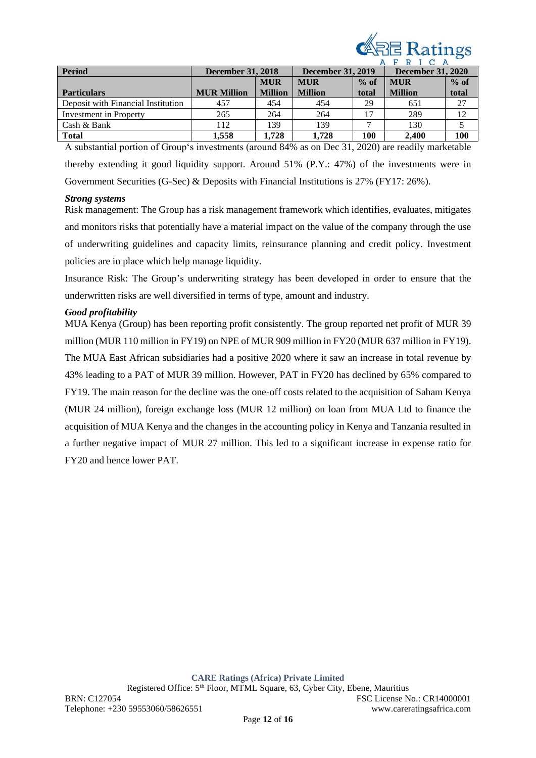| Period | December 31, 2018 | | December 31, 2019 | | December 31, 2020 | |
|---|---|---|---|---|---|---|
| **Particulars** | **MUR Million** | **MUR Million** | **MUR Million** | **% of total** | **MUR Million** | **% of total** |
| Deposit with Financial Institution | 457 | 454 | 454 | 29 | 651 | 27 |
| Investment in Property | 265 | 264 | 264 | 17 | 289 | 12 |
| Cash & Bank | 112 | 139 | 139 | 7 | 130 | 5 |
| **Total** | **1,558** | **1,728** | **1,728** | **100** | **2,400** | **100** |

A substantial portion of Group's investments (around 84% as on Dec 31, 2020) are readily marketable thereby extending it good liquidity support. Around 51% (P.Y.: 47%) of the investments were in Government Securities (G-Sec) & Deposits with Financial Institutions is 27% (FY17: 26%).

***Strong systems***

Risk management: The Group has a risk management framework which identifies, evaluates, mitigates and monitors risks that potentially have a material impact on the value of the company through the use of underwriting guidelines and capacity limits, reinsurance planning and credit policy. Investment policies are in place which help manage liquidity.

Insurance Risk: The Group's underwriting strategy has been developed in order to ensure that the underwritten risks are well diversified in terms of type, amount and industry.

***Good profitability***

MUA Kenya (Group) has been reporting profit consistently. The group reported net profit of MUR 39 million (MUR 110 million in FY19) on NPE of MUR 909 million in FY20 (MUR 637 million in FY19). The MUA East African subsidiaries had a positive 2020 where it saw an increase in total revenue by 43% leading to a PAT of MUR 39 million. However, PAT in FY20 has declined by 65% compared to FY19. The main reason for the decline was the one-off costs related to the acquisition of Saham Kenya (MUR 24 million), foreign exchange loss (MUR 12 million) on loan from MUA Ltd to finance the acquisition of MUA Kenya and the changes in the accounting policy in Kenya and Tanzania resulted in a further negative impact of MUR 27 million. This led to a significant increase in expense ratio for FY20 and hence lower PAT.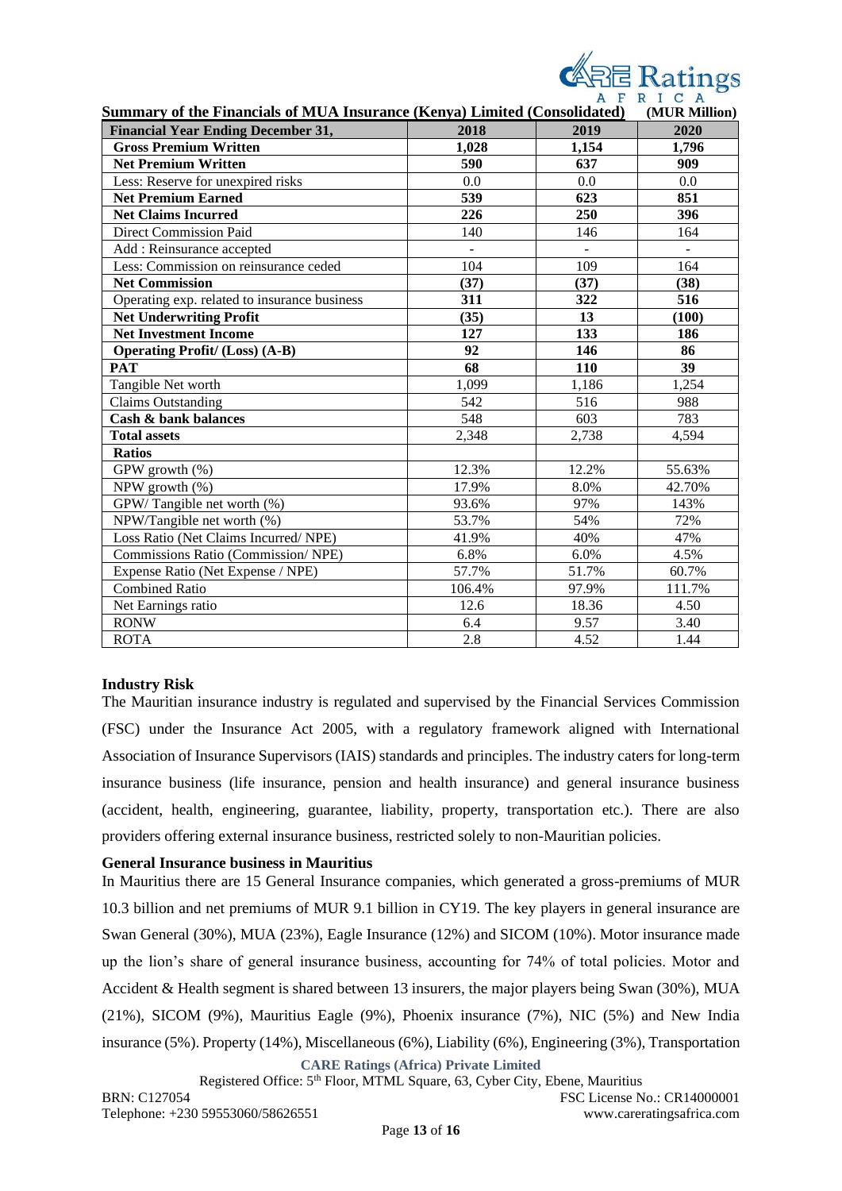**Summary of the Financials of MUA Insurance (Kenya) Limited (Consolidated)** **(MUR Million)**

| Financial Year Ending December 31, | 2018 | 2019 | 2020 |
|---|---|---|---|
| **Gross Premium Written** | **1,028** | **1,154** | **1,796** |
| **Net Premium Written** | **590** | **637** | **909** |
| Less: Reserve for unexpired risks | 0.0 | 0.0 | 0.0 |
| **Net Premium Earned** | **539** | **623** | **851** |
| **Net Claims Incurred** | **226** | **250** | **396** |
| Direct Commission Paid | 140 | 146 | 164 |
| Add : Reinsurance accepted | - | - | - |
| Less: Commission on reinsurance ceded | 104 | 109 | 164 |
| **Net Commission** | **(37)** | **(37)** | **(38)** |
| Operating exp. related to insurance business | **311** | **322** | **516** |
| **Net Underwriting Profit** | **(35)** | **13** | **(100)** |
| **Net Investment Income** | **127** | **133** | **186** |
| **Operating Profit/ (Loss) (A-B)** | **92** | **146** | **86** |
| **PAT** | **68** | **110** | **39** |
| Tangible Net worth | 1,099 | 1,186 | 1,254 |
| Claims Outstanding | 542 | 516 | 988 |
| **Cash & bank balances** | 548 | 603 | 783 |
| **Total assets** | 2,348 | 2,738 | 4,594 |
| **Ratios** | | | |
| GPW growth (%) | 12.3% | 12.2% | 55.63% |
| NPW growth (%) | 17.9% | 8.0% | 42.70% |
| GPW/ Tangible net worth (%) | 93.6% | 97% | 143% |
| NPW/Tangible net worth (%) | 53.7% | 54% | 72% |
| Loss Ratio (Net Claims Incurred/ NPE) | 41.9% | 40% | 47% |
| Commissions Ratio (Commission/ NPE) | 6.8% | 6.0% | 4.5% |
| Expense Ratio (Net Expense / NPE) | 57.7% | 51.7% | 60.7% |
| Combined Ratio | 106.4% | 97.9% | 111.7% |
| Net Earnings ratio | 12.6 | 18.36 | 4.50 |
| RONW | 6.4 | 9.57 | 3.40 |
| ROTA | 2.8 | 4.52 | 1.44 |

**Industry Risk**

The Mauritian insurance industry is regulated and supervised by the Financial Services Commission (FSC) under the Insurance Act 2005, with a regulatory framework aligned with International Association of Insurance Supervisors (IAIS) standards and principles. The industry caters for long-term insurance business (life insurance, pension and health insurance) and general insurance business (accident, health, engineering, guarantee, liability, property, transportation etc.). There are also providers offering external insurance business, restricted solely to non-Mauritian policies.

**General Insurance business in Mauritius**

In Mauritius there are 15 General Insurance companies, which generated a gross-premiums of MUR 10.3 billion and net premiums of MUR 9.1 billion in CY19. The key players in general insurance are Swan General (30%), MUA (23%), Eagle Insurance (12%) and SICOM (10%). Motor insurance made up the lion's share of general insurance business, accounting for 74% of total policies. Motor and Accident & Health segment is shared between 13 insurers, the major players being Swan (30%), MUA (21%), SICOM (9%), Mauritius Eagle (9%), Phoenix insurance (7%), NIC (5%) and New India insurance (5%). Property (14%), Miscellaneous (6%), Liability (6%), Engineering (3%), Transportation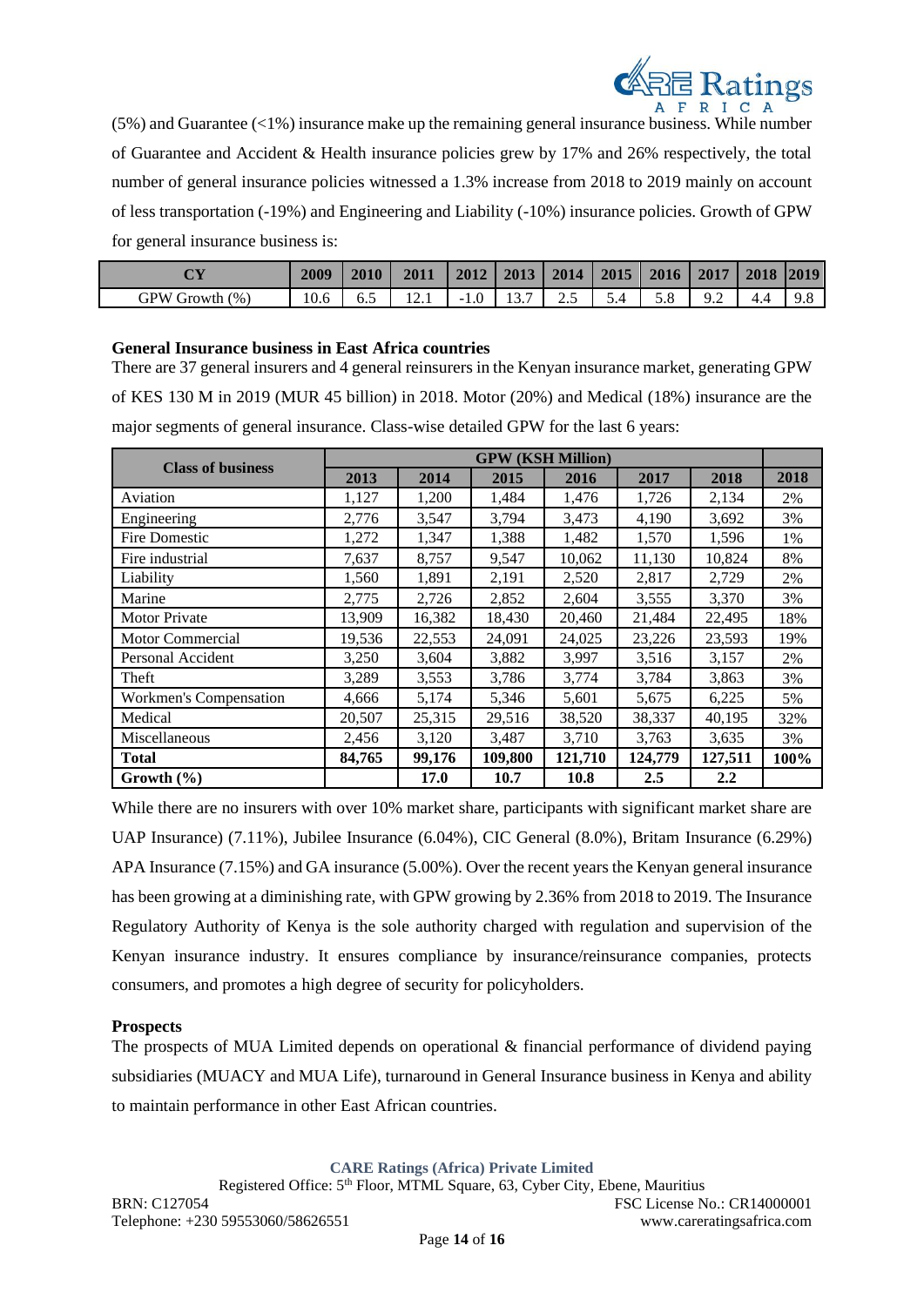(5%) and Guarantee (<1%) insurance make up the remaining general insurance business. While number of Guarantee and Accident & Health insurance policies grew by 17% and 26% respectively, the total number of general insurance policies witnessed a 1.3% increase from 2018 to 2019 mainly on account of less transportation (-19%) and Engineering and Liability (-10%) insurance policies. Growth of GPW for general insurance business is:

| CY | 2009 | 2010 | 2011 | 2012 | 2013 | 2014 | 2015 | 2016 | 2017 | 2018 | 2019 |
|---|---|---|---|---|---|---|---|---|---|---|---|
| GPW Growth (%) | 10.6 | 6.5 | 12.1 | -1.0 | 13.7 | 2.5 | 5.4 | 5.8 | 9.2 | 4.4 | 9.8 |

**General Insurance business in East Africa countries**

There are 37 general insurers and 4 general reinsurers in the Kenyan insurance market, generating GPW of KES 130 M in 2019 (MUR 45 billion) in 2018. Motor (20%) and Medical (18%) insurance are the major segments of general insurance. Class-wise detailed GPW for the last 6 years:

| Class of business | GPW (KSH Million) | | | | | | |
|---|---|---|---|---|---|---|---|
| | 2013 | 2014 | 2015 | 2016 | 2017 | 2018 | 2018 |
| Aviation | 1,127 | 1,200 | 1,484 | 1,476 | 1,726 | 2,134 | 2% |
| Engineering | 2,776 | 3,547 | 3,794 | 3,473 | 4,190 | 3,692 | 3% |
| Fire Domestic | 1,272 | 1,347 | 1,388 | 1,482 | 1,570 | 1,596 | 1% |
| Fire industrial | 7,637 | 8,757 | 9,547 | 10,062 | 11,130 | 10,824 | 8% |
| Liability | 1,560 | 1,891 | 2,191 | 2,520 | 2,817 | 2,729 | 2% |
| Marine | 2,775 | 2,726 | 2,852 | 2,604 | 3,555 | 3,370 | 3% |
| Motor Private | 13,909 | 16,382 | 18,430 | 20,460 | 21,484 | 22,495 | 18% |
| Motor Commercial | 19,536 | 22,553 | 24,091 | 24,025 | 23,226 | 23,593 | 19% |
| Personal Accident | 3,250 | 3,604 | 3,882 | 3,997 | 3,516 | 3,157 | 2% |
| Theft | 3,289 | 3,553 | 3,786 | 3,774 | 3,784 | 3,863 | 3% |
| Workmen's Compensation | 4,666 | 5,174 | 5,346 | 5,601 | 5,675 | 6,225 | 5% |
| Medical | 20,507 | 25,315 | 29,516 | 38,520 | 38,337 | 40,195 | 32% |
| Miscellaneous | 2,456 | 3,120 | 3,487 | 3,710 | 3,763 | 3,635 | 3% |
| **Total** | **84,765** | **99,176** | **109,800** | **121,710** | **124,779** | **127,511** | **100%** |
| **Growth (%)** | | **17.0** | **10.7** | **10.8** | **2.5** | **2.2** | |

While there are no insurers with over 10% market share, participants with significant market share are UAP Insurance) (7.11%), Jubilee Insurance (6.04%), CIC General (8.0%), Britam Insurance (6.29%) APA Insurance (7.15%) and GA insurance (5.00%). Over the recent years the Kenyan general insurance has been growing at a diminishing rate, with GPW growing by 2.36% from 2018 to 2019. The Insurance Regulatory Authority of Kenya is the sole authority charged with regulation and supervision of the Kenyan insurance industry. It ensures compliance by insurance/reinsurance companies, protects consumers, and promotes a high degree of security for policyholders.

**Prospects**

The prospects of MUA Limited depends on operational & financial performance of dividend paying subsidiaries (MUACY and MUA Life), turnaround in General Insurance business in Kenya and ability to maintain performance in other East African countries.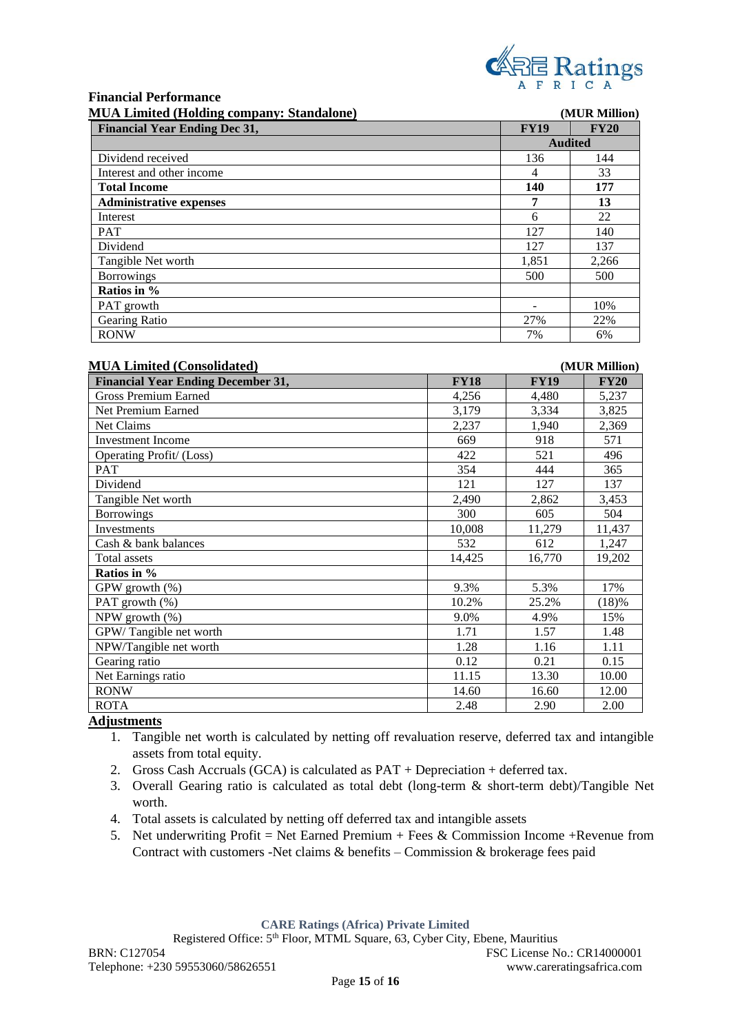## Financial Performance

**MUA Limited (Holding company: Standalone)** **(MUR Million)**

| Financial Year Ending Dec 31, | FY19 | FY20 |
|---|---|---|
| | Audited | |
| Dividend received | 136 | 144 |
| Interest and other income | 4 | 33 |
| **Total Income** | **140** | **177** |
| **Administrative expenses** | **7** | **13** |
| Interest | 6 | 22 |
| PAT | 127 | 140 |
| Dividend | 127 | 137 |
| Tangible Net worth | 1,851 | 2,266 |
| Borrowings | 500 | 500 |
| **Ratios in %** | | |
| PAT growth | - | 10% |
| Gearing Ratio | 27% | 22% |
| RONW | 7% | 6% |

**MUA Limited (Consolidated)** **(MUR Million)**

| Financial Year Ending December 31, | FY18 | FY19 | FY20 |
|---|---|---|---|
| Gross Premium Earned | 4,256 | 4,480 | 5,237 |
| Net Premium Earned | 3,179 | 3,334 | 3,825 |
| Net Claims | 2,237 | 1,940 | 2,369 |
| Investment Income | 669 | 918 | 571 |
| Operating Profit/ (Loss) | 422 | 521 | 496 |
| PAT | 354 | 444 | 365 |
| Dividend | 121 | 127 | 137 |
| Tangible Net worth | 2,490 | 2,862 | 3,453 |
| Borrowings | 300 | 605 | 504 |
| Investments | 10,008 | 11,279 | 11,437 |
| Cash & bank balances | 532 | 612 | 1,247 |
| Total assets | 14,425 | 16,770 | 19,202 |
| **Ratios in %** | | | |
| GPW growth (%) | 9.3% | 5.3% | 17% |
| PAT growth (%) | 10.2% | 25.2% | (18)% |
| NPW growth (%) | 9.0% | 4.9% | 15% |
| GPW/ Tangible net worth | 1.71 | 1.57 | 1.48 |
| NPW/Tangible net worth | 1.28 | 1.16 | 1.11 |
| Gearing ratio | 0.12 | 0.21 | 0.15 |
| Net Earnings ratio | 11.15 | 13.30 | 10.00 |
| RONW | 14.60 | 16.60 | 12.00 |
| ROTA | 2.48 | 2.90 | 2.00 |

**Adjustments**

1. Tangible net worth is calculated by netting off revaluation reserve, deferred tax and intangible assets from total equity.
2. Gross Cash Accruals (GCA) is calculated as PAT + Depreciation + deferred tax.
3. Overall Gearing ratio is calculated as total debt (long-term & short-term debt)/Tangible Net worth.
4. Total assets is calculated by netting off deferred tax and intangible assets
5. Net underwriting Profit = Net Earned Premium + Fees & Commission Income +Revenue from Contract with customers -Net claims & benefits – Commission & brokerage fees paid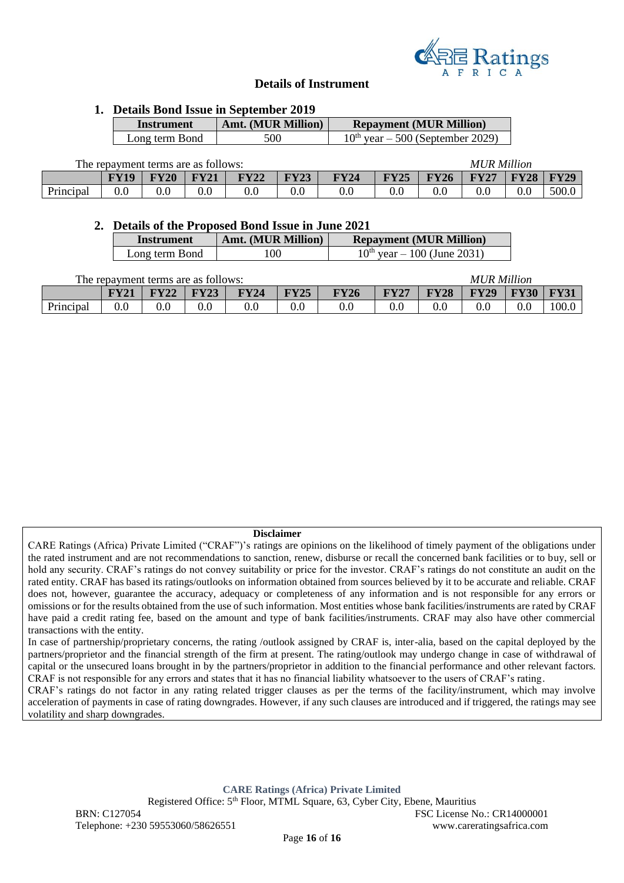## Details of Instrument

### 1. Details Bond Issue in September 2019

| Instrument | Amt. (MUR Million) | Repayment (MUR Million) |
|---|---|---|
| Long term Bond | 500 | 10th year – 500 (September 2029) |

The repayment terms are as follows: *MUR Million*

| | FY19 | FY20 | FY21 | FY22 | FY23 | FY24 | FY25 | FY26 | FY27 | FY28 | FY29 |
|---|---|---|---|---|---|---|---|---|---|---|---|
| Principal | 0.0 | 0.0 | 0.0 | 0.0 | 0.0 | 0.0 | 0.0 | 0.0 | 0.0 | 0.0 | 500.0 |

### 2. Details of the Proposed Bond Issue in June 2021

| Instrument | Amt. (MUR Million) | Repayment (MUR Million) |
|---|---|---|
| Long term Bond | 100 | 10th year – 100 (June 2031) |

The repayment terms are as follows: *MUR Million*

| | FY21 | FY22 | FY23 | FY24 | FY25 | FY26 | FY27 | FY28 | FY29 | FY30 | FY31 |
|---|---|---|---|---|---|---|---|---|---|---|---|
| Principal | 0.0 | 0.0 | 0.0 | 0.0 | 0.0 | 0.0 | 0.0 | 0.0 | 0.0 | 0.0 | 100.0 |

**Disclaimer**

CARE Ratings (Africa) Private Limited ("CRAF")'s ratings are opinions on the likelihood of timely payment of the obligations under the rated instrument and are not recommendations to sanction, renew, disburse or recall the concerned bank facilities or to buy, sell or hold any security. CRAF's ratings do not convey suitability or price for the investor. CRAF's ratings do not constitute an audit on the rated entity. CRAF has based its ratings/outlooks on information obtained from sources believed by it to be accurate and reliable. CRAF does not, however, guarantee the accuracy, adequacy or completeness of any information and is not responsible for any errors or omissions or for the results obtained from the use of such information. Most entities whose bank facilities/instruments are rated by CRAF have paid a credit rating fee, based on the amount and type of bank facilities/instruments. CRAF may also have other commercial transactions with the entity.

In case of partnership/proprietary concerns, the rating /outlook assigned by CRAF is, inter-alia, based on the capital deployed by the partners/proprietor and the financial strength of the firm at present. The rating/outlook may undergo change in case of withdrawal of capital or the unsecured loans brought in by the partners/proprietor in addition to the financial performance and other relevant factors. CRAF is not responsible for any errors and states that it has no financial liability whatsoever to the users of CRAF's rating.

CRAF's ratings do not factor in any rating related trigger clauses as per the terms of the facility/instrument, which may involve acceleration of payments in case of rating downgrades. However, if any such clauses are introduced and if triggered, the ratings may see volatility and sharp downgrades.